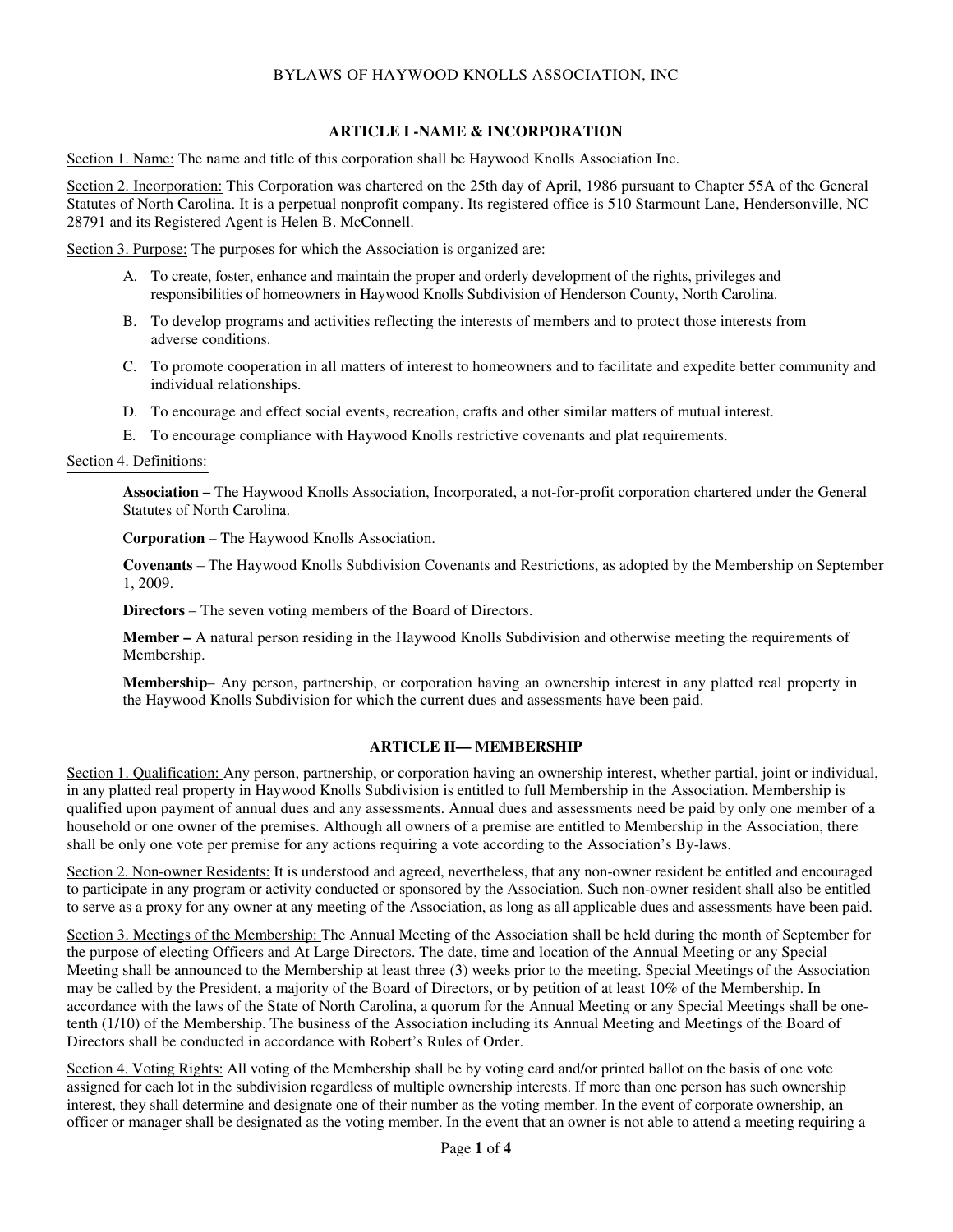# BYLAWS OF HAYWOOD KNOLLS ASSOCIATION, INC

## ARTICLE I -NAME & INCORPORATION

Section 1. Name: The name and title of this corporation shall be Haywood Knolls Association Inc.

Section 2. Incorporation: This Corporation was chartered on the 25th day of April, 1986 pursuant to Chapter 55A of the General Statutes of North Carolina. It is a perpetual nonprofit company. Its registered office is 510 Starmount Lane, Hendersonville, NC 28791 and its Registered Agent is Helen B. McConnell.

Section 3. Purpose: The purposes for which the Association is organized are:

A. To create, foster, enhance and maintain the proper and orderly development of the rights, privileges and responsibilities of homeowners in Haywood Knolls Subdivision of Henderson County, North Carolina.

B. To develop programs and activities reflecting the interests of members and to protect those interests from adverse conditions.

C. To promote cooperation in all matters of interest to homeowners and to facilitate and expedite better community and individual relationships.

D. To encourage and effect social events, recreation, crafts and other similar matters of mutual interest.

E. To encourage compliance with Haywood Knolls restrictive covenants and plat requirements.

Section 4. Definitions:

**Association –** The Haywood Knolls Association, Incorporated, a not-for-profit corporation chartered under the General Statutes of North Carolina.

**Corporation** – The Haywood Knolls Association.

**Covenants** – The Haywood Knolls Subdivision Covenants and Restrictions, as adopted by the Membership on September 1, 2009.

**Directors** – The seven voting members of the Board of Directors.

**Member –** A natural person residing in the Haywood Knolls Subdivision and otherwise meeting the requirements of Membership.

**Membership**– Any person, partnership, or corporation having an ownership interest in any platted real property in the Haywood Knolls Subdivision for which the current dues and assessments have been paid.

## ARTICLE II— MEMBERSHIP

Section 1. Qualification: Any person, partnership, or corporation having an ownership interest, whether partial, joint or individual, in any platted real property in Haywood Knolls Subdivision is entitled to full Membership in the Association. Membership is qualified upon payment of annual dues and any assessments. Annual dues and assessments need be paid by only one member of a household or one owner of the premises. Although all owners of a premise are entitled to Membership in the Association, there shall be only one vote per premise for any actions requiring a vote according to the Association's By-laws.

Section 2. Non-owner Residents: It is understood and agreed, nevertheless, that any non-owner resident be entitled and encouraged to participate in any program or activity conducted or sponsored by the Association. Such non-owner resident shall also be entitled to serve as a proxy for any owner at any meeting of the Association, as long as all applicable dues and assessments have been paid.

Section 3. Meetings of the Membership: The Annual Meeting of the Association shall be held during the month of September for the purpose of electing Officers and At Large Directors. The date, time and location of the Annual Meeting or any Special Meeting shall be announced to the Membership at least three (3) weeks prior to the meeting. Special Meetings of the Association may be called by the President, a majority of the Board of Directors, or by petition of at least 10% of the Membership. In accordance with the laws of the State of North Carolina, a quorum for the Annual Meeting or any Special Meetings shall be one-tenth (1/10) of the Membership. The business of the Association including its Annual Meeting and Meetings of the Board of Directors shall be conducted in accordance with Robert's Rules of Order.

Section 4. Voting Rights: All voting of the Membership shall be by voting card and/or printed ballot on the basis of one vote assigned for each lot in the subdivision regardless of multiple ownership interests. If more than one person has such ownership interest, they shall determine and designate one of their number as the voting member. In the event of corporate ownership, an officer or manager shall be designated as the voting member. In the event that an owner is not able to attend a meeting requiring a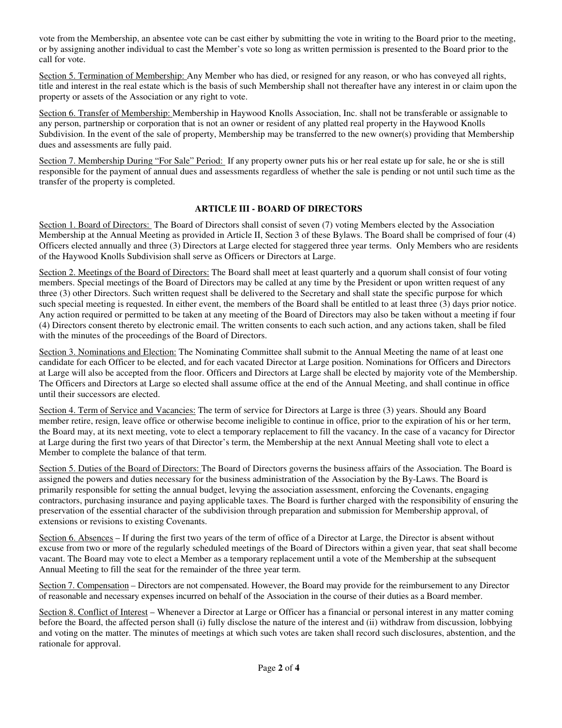vote from the Membership, an absentee vote can be cast either by submitting the vote in writing to the Board prior to the meeting, or by assigning another individual to cast the Member's vote so long as written permission is presented to the Board prior to the call for vote.

Section 5. Termination of Membership: Any Member who has died, or resigned for any reason, or who has conveyed all rights, title and interest in the real estate which is the basis of such Membership shall not thereafter have any interest in or claim upon the property or assets of the Association or any right to vote.

Section 6. Transfer of Membership: Membership in Haywood Knolls Association, Inc. shall not be transferable or assignable to any person, partnership or corporation that is not an owner or resident of any platted real property in the Haywood Knolls Subdivision. In the event of the sale of property, Membership may be transferred to the new owner(s) providing that Membership dues and assessments are fully paid.

Section 7. Membership During "For Sale" Period: If any property owner puts his or her real estate up for sale, he or she is still responsible for the payment of annual dues and assessments regardless of whether the sale is pending or not until such time as the transfer of the property is completed.

## ARTICLE III - BOARD OF DIRECTORS

Section 1. Board of Directors: The Board of Directors shall consist of seven (7) voting Members elected by the Association Membership at the Annual Meeting as provided in Article II, Section 3 of these Bylaws. The Board shall be comprised of four (4) Officers elected annually and three (3) Directors at Large elected for staggered three year terms. Only Members who are residents of the Haywood Knolls Subdivision shall serve as Officers or Directors at Large.

Section 2. Meetings of the Board of Directors: The Board shall meet at least quarterly and a quorum shall consist of four voting members. Special meetings of the Board of Directors may be called at any time by the President or upon written request of any three (3) other Directors. Such written request shall be delivered to the Secretary and shall state the specific purpose for which such special meeting is requested. In either event, the members of the Board shall be entitled to at least three (3) days prior notice. Any action required or permitted to be taken at any meeting of the Board of Directors may also be taken without a meeting if four (4) Directors consent thereto by electronic email. The written consents to each such action, and any actions taken, shall be filed with the minutes of the proceedings of the Board of Directors.

Section 3. Nominations and Election: The Nominating Committee shall submit to the Annual Meeting the name of at least one candidate for each Officer to be elected, and for each vacated Director at Large position. Nominations for Officers and Directors at Large will also be accepted from the floor. Officers and Directors at Large shall be elected by majority vote of the Membership. The Officers and Directors at Large so elected shall assume office at the end of the Annual Meeting, and shall continue in office until their successors are elected.

Section 4. Term of Service and Vacancies: The term of service for Directors at Large is three (3) years. Should any Board member retire, resign, leave office or otherwise become ineligible to continue in office, prior to the expiration of his or her term, the Board may, at its next meeting, vote to elect a temporary replacement to fill the vacancy. In the case of a vacancy for Director at Large during the first two years of that Director's term, the Membership at the next Annual Meeting shall vote to elect a Member to complete the balance of that term.

Section 5. Duties of the Board of Directors: The Board of Directors governs the business affairs of the Association. The Board is assigned the powers and duties necessary for the business administration of the Association by the By-Laws. The Board is primarily responsible for setting the annual budget, levying the association assessment, enforcing the Covenants, engaging contractors, purchasing insurance and paying applicable taxes. The Board is further charged with the responsibility of ensuring the preservation of the essential character of the subdivision through preparation and submission for Membership approval, of extensions or revisions to existing Covenants.

Section 6. Absences – If during the first two years of the term of office of a Director at Large, the Director is absent without excuse from two or more of the regularly scheduled meetings of the Board of Directors within a given year, that seat shall become vacant. The Board may vote to elect a Member as a temporary replacement until a vote of the Membership at the subsequent Annual Meeting to fill the seat for the remainder of the three year term.

Section 7. Compensation – Directors are not compensated. However, the Board may provide for the reimbursement to any Director of reasonable and necessary expenses incurred on behalf of the Association in the course of their duties as a Board member.

Section 8. Conflict of Interest – Whenever a Director at Large or Officer has a financial or personal interest in any matter coming before the Board, the affected person shall (i) fully disclose the nature of the interest and (ii) withdraw from discussion, lobbying and voting on the matter. The minutes of meetings at which such votes are taken shall record such disclosures, abstention, and the rationale for approval.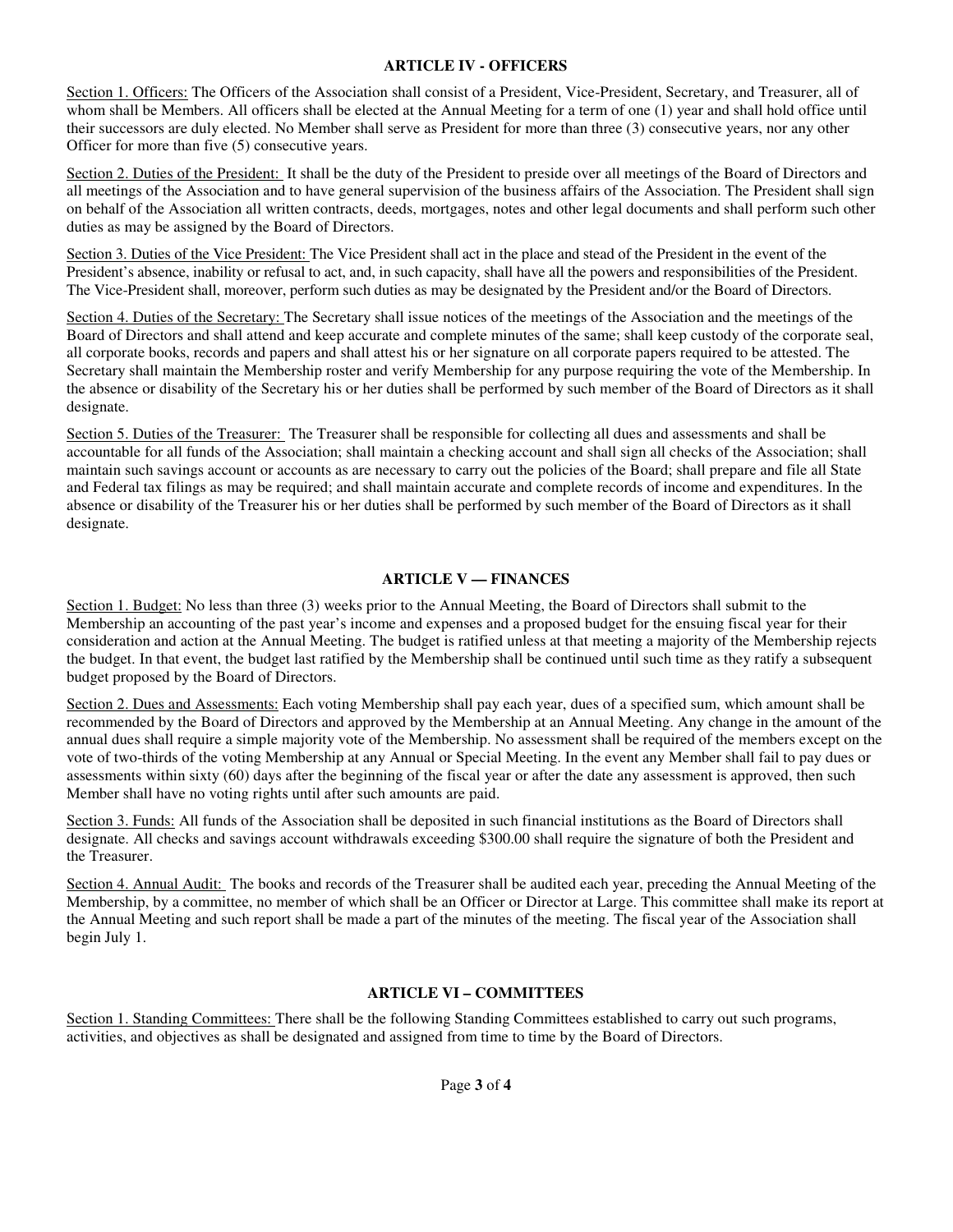## ARTICLE IV - OFFICERS

<u>Section 1. Officers:</u> The Officers of the Association shall consist of a President, Vice-President, Secretary, and Treasurer, all of whom shall be Members. All officers shall be elected at the Annual Meeting for a term of one (1) year and shall hold office until their successors are duly elected. No Member shall serve as President for more than three (3) consecutive years, nor any other Officer for more than five (5) consecutive years.

<u>Section 2. Duties of the President:</u> It shall be the duty of the President to preside over all meetings of the Board of Directors and all meetings of the Association and to have general supervision of the business affairs of the Association. The President shall sign on behalf of the Association all written contracts, deeds, mortgages, notes and other legal documents and shall perform such other duties as may be assigned by the Board of Directors.

<u>Section 3. Duties of the Vice President:</u> The Vice President shall act in the place and stead of the President in the event of the President's absence, inability or refusal to act, and, in such capacity, shall have all the powers and responsibilities of the President. The Vice-President shall, moreover, perform such duties as may be designated by the President and/or the Board of Directors.

<u>Section 4. Duties of the Secretary:</u> The Secretary shall issue notices of the meetings of the Association and the meetings of the Board of Directors and shall attend and keep accurate and complete minutes of the same; shall keep custody of the corporate seal, all corporate books, records and papers and shall attest his or her signature on all corporate papers required to be attested. The Secretary shall maintain the Membership roster and verify Membership for any purpose requiring the vote of the Membership. In the absence or disability of the Secretary his or her duties shall be performed by such member of the Board of Directors as it shall designate.

<u>Section 5. Duties of the Treasurer:</u> The Treasurer shall be responsible for collecting all dues and assessments and shall be accountable for all funds of the Association; shall maintain a checking account and shall sign all checks of the Association; shall maintain such savings account or accounts as are necessary to carry out the policies of the Board; shall prepare and file all State and Federal tax filings as may be required; and shall maintain accurate and complete records of income and expenditures. In the absence or disability of the Treasurer his or her duties shall be performed by such member of the Board of Directors as it shall designate.

## ARTICLE V — FINANCES

<u>Section 1. Budget:</u> No less than three (3) weeks prior to the Annual Meeting, the Board of Directors shall submit to the Membership an accounting of the past year's income and expenses and a proposed budget for the ensuing fiscal year for their consideration and action at the Annual Meeting. The budget is ratified unless at that meeting a majority of the Membership rejects the budget. In that event, the budget last ratified by the Membership shall be continued until such time as they ratify a subsequent budget proposed by the Board of Directors.

<u>Section 2. Dues and Assessments:</u> Each voting Membership shall pay each year, dues of a specified sum, which amount shall be recommended by the Board of Directors and approved by the Membership at an Annual Meeting. Any change in the amount of the annual dues shall require a simple majority vote of the Membership. No assessment shall be required of the members except on the vote of two-thirds of the voting Membership at any Annual or Special Meeting. In the event any Member shall fail to pay dues or assessments within sixty (60) days after the beginning of the fiscal year or after the date any assessment is approved, then such Member shall have no voting rights until after such amounts are paid.

<u>Section 3. Funds:</u> All funds of the Association shall be deposited in such financial institutions as the Board of Directors shall designate. All checks and savings account withdrawals exceeding $300.00 shall require the signature of both the President and the Treasurer.

<u>Section 4. Annual Audit:</u> The books and records of the Treasurer shall be audited each year, preceding the Annual Meeting of the Membership, by a committee, no member of which shall be an Officer or Director at Large. This committee shall make its report at the Annual Meeting and such report shall be made a part of the minutes of the meeting. The fiscal year of the Association shall begin July 1.

## ARTICLE VI – COMMITTEES

<u>Section 1. Standing Committees:</u> There shall be the following Standing Committees established to carry out such programs, activities, and objectives as shall be designated and assigned from time to time by the Board of Directors.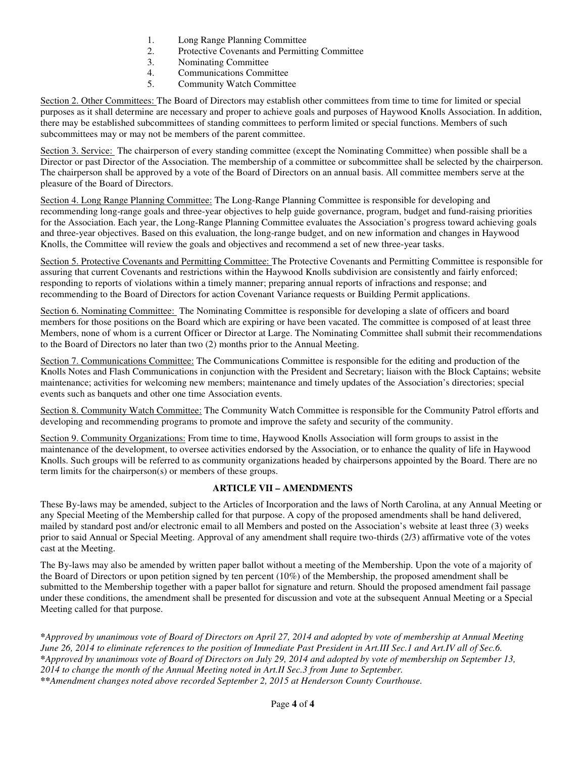1. Long Range Planning Committee
2. Protective Covenants and Permitting Committee
3. Nominating Committee
4. Communications Committee
5. Community Watch Committee

<u>Section 2. Other Committees:</u> The Board of Directors may establish other committees from time to time for limited or special purposes as it shall determine are necessary and proper to achieve goals and purposes of Haywood Knolls Association. In addition, there may be established subcommittees of standing committees to perform limited or special functions. Members of such subcommittees may or may not be members of the parent committee.

<u>Section 3. Service:</u> The chairperson of every standing committee (except the Nominating Committee) when possible shall be a Director or past Director of the Association. The membership of a committee or subcommittee shall be selected by the chairperson. The chairperson shall be approved by a vote of the Board of Directors on an annual basis. All committee members serve at the pleasure of the Board of Directors.

<u>Section 4. Long Range Planning Committee:</u> The Long-Range Planning Committee is responsible for developing and recommending long-range goals and three-year objectives to help guide governance, program, budget and fund-raising priorities for the Association. Each year, the Long-Range Planning Committee evaluates the Association's progress toward achieving goals and three-year objectives. Based on this evaluation, the long-range budget, and on new information and changes in Haywood Knolls, the Committee will review the goals and objectives and recommend a set of new three-year tasks.

<u>Section 5. Protective Covenants and Permitting Committee:</u> The Protective Covenants and Permitting Committee is responsible for assuring that current Covenants and restrictions within the Haywood Knolls subdivision are consistently and fairly enforced; responding to reports of violations within a timely manner; preparing annual reports of infractions and response; and recommending to the Board of Directors for action Covenant Variance requests or Building Permit applications.

<u>Section 6. Nominating Committee:</u> The Nominating Committee is responsible for developing a slate of officers and board members for those positions on the Board which are expiring or have been vacated. The committee is composed of at least three Members, none of whom is a current Officer or Director at Large. The Nominating Committee shall submit their recommendations to the Board of Directors no later than two (2) months prior to the Annual Meeting.

<u>Section 7. Communications Committee:</u> The Communications Committee is responsible for the editing and production of the Knolls Notes and Flash Communications in conjunction with the President and Secretary; liaison with the Block Captains; website maintenance; activities for welcoming new members; maintenance and timely updates of the Association's directories; special events such as banquets and other one time Association events.

<u>Section 8. Community Watch Committee:</u> The Community Watch Committee is responsible for the Community Patrol efforts and developing and recommending programs to promote and improve the safety and security of the community.

<u>Section 9. Community Organizations:</u> From time to time, Haywood Knolls Association will form groups to assist in the maintenance of the development, to oversee activities endorsed by the Association, or to enhance the quality of life in Haywood Knolls. Such groups will be referred to as community organizations headed by chairpersons appointed by the Board. There are no term limits for the chairperson(s) or members of these groups.

## ARTICLE VII – AMENDMENTS

These By-laws may be amended, subject to the Articles of Incorporation and the laws of North Carolina, at any Annual Meeting or any Special Meeting of the Membership called for that purpose. A copy of the proposed amendments shall be hand delivered, mailed by standard post and/or electronic email to all Members and posted on the Association's website at least three (3) weeks prior to said Annual or Special Meeting. Approval of any amendment shall require two-thirds (2/3) affirmative vote of the votes cast at the Meeting.

The By-laws may also be amended by written paper ballot without a meeting of the Membership. Upon the vote of a majority of the Board of Directors or upon petition signed by ten percent (10%) of the Membership, the proposed amendment shall be submitted to the Membership together with a paper ballot for signature and return. Should the proposed amendment fail passage under these conditions, the amendment shall be presented for discussion and vote at the subsequent Annual Meeting or a Special Meeting called for that purpose.

**\***_Approved by unanimous vote of Board of Directors on April 27, 2014 and adopted by vote of membership at Annual Meeting June 26, 2014 to eliminate references to the position of Immediate Past President in Art.III Sec.1 and Art.IV all of Sec.6._
**\***_Approved by unanimous vote of Board of Directors on July 29, 2014 and adopted by vote of membership on September 13, 2014 to change the month of the Annual Meeting noted in Art.II Sec.3 from June to September._
**\*\***_Amendment changes noted above recorded September 2, 2015 at Henderson County Courthouse._